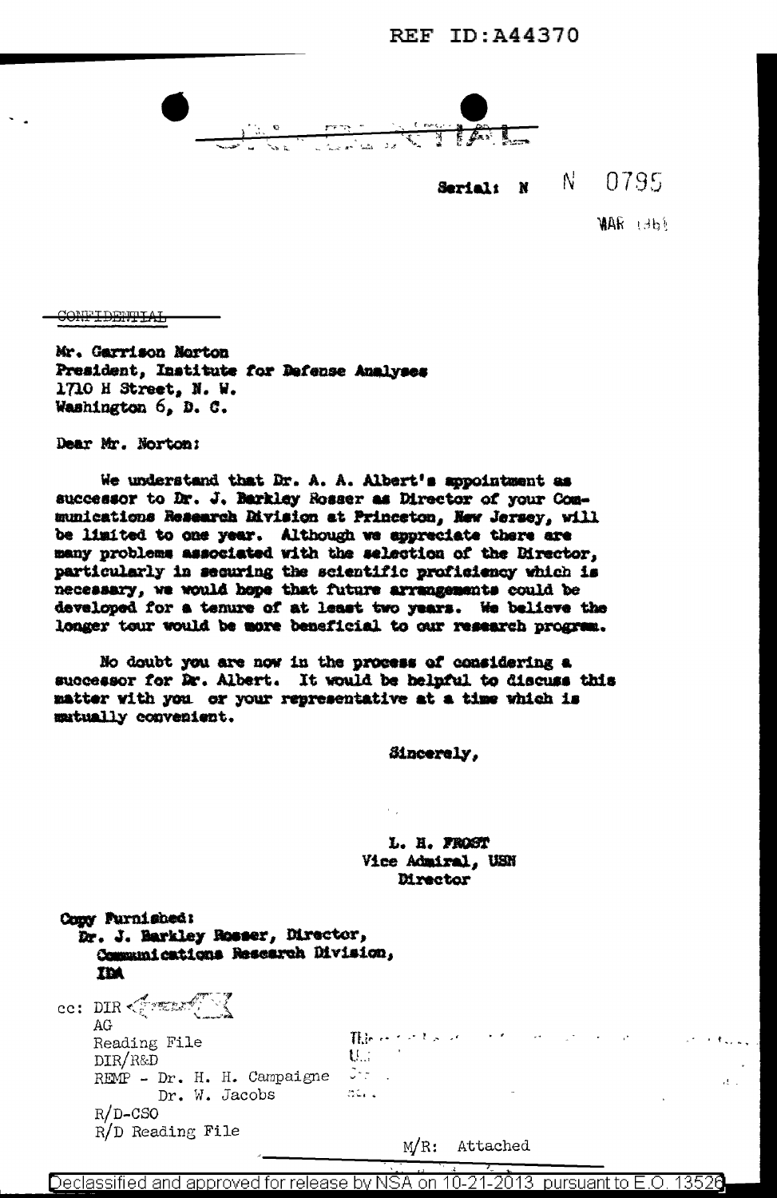REF ID:A44370

CONFIDENTIAL

Serial: N N 0795

MAR 1961

~~CONFIDENTIAL~~

Mr. Garrison Norton
President, Institute for Defense Analyses
1710 H Street, N. W.
Washington 6, D. C.

Dear Mr. Norton:

We understand that Dr. A. A. Albert's appointment as successor to Dr. J. Barkley Rosser as Director of your Communications Research Division at Princeton, New Jersey, will be limited to one year. Although we appreciate there are many problems associated with the selection of the Director, particularly in securing the scientific proficiency which is necessary, we would hope that future arrangements could be developed for a tenure of at least two years. We believe the longer tour would be more beneficial to our research program.

No doubt you are now in the process of considering a successor for Dr. Albert. It would be helpful to discuss this matter with you or your representative at a time which is mutually convenient.

Sincerely,

L. H. FROST
Vice Admiral, USN
Director

Copy Furnished:
Dr. J. Barkley Rosser, Director,
Communications Research Division,
IDA

cc: DIR
AG
Reading File
DIR/R&D
REMP - Dr. H. H. Campaigne
Dr. W. Jacobs
R/D-CSO
R/D Reading File

M/R: Attached

Declassified and approved for release by NSA on 10-21-2013 pursuant to E.O. 13526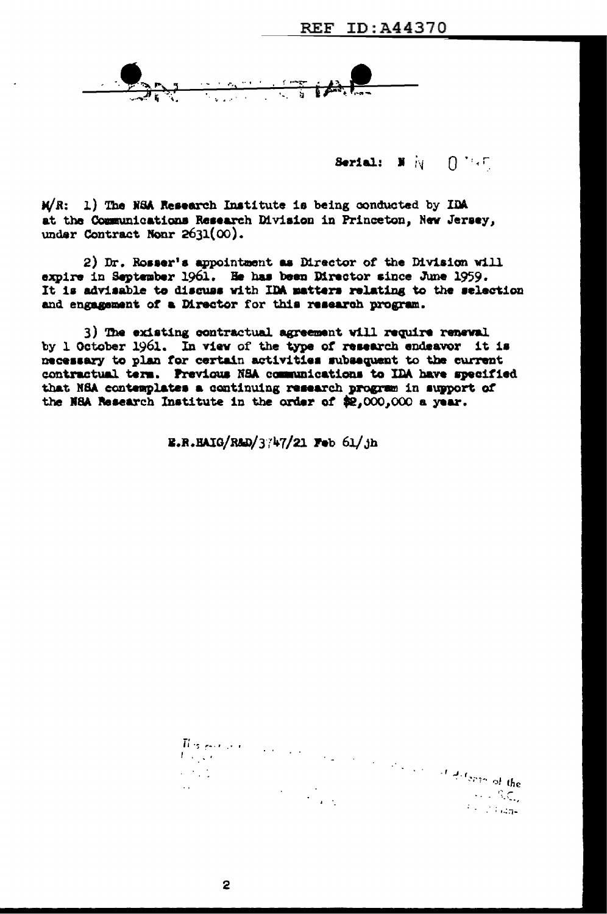Serial: N N 0

M/R: 1) The NSA Research Institute is being conducted by IDA at the Communications Research Division in Princeton, New Jersey, under Contract Nonr 2631(00).

2) Dr. Rosser's appointment as Director of the Division will expire in September 1961. He has been Director since June 1959. It is advisable to discuss with IDA matters relating to the selection and engagement of a Director for this research program.

3) The existing contractual agreement will require renewal by 1 October 1961. In view of the type of research endeavor it is necessary to plan for certain activities subsequent to the current contractual term. Previous NSA communications to IDA have specified that NSA contemplates a continuing research program in support of the NSA Research Institute in the order of $2,000,000 a year.

E.R.HAIG/R&D/3747/21 Feb 61/jh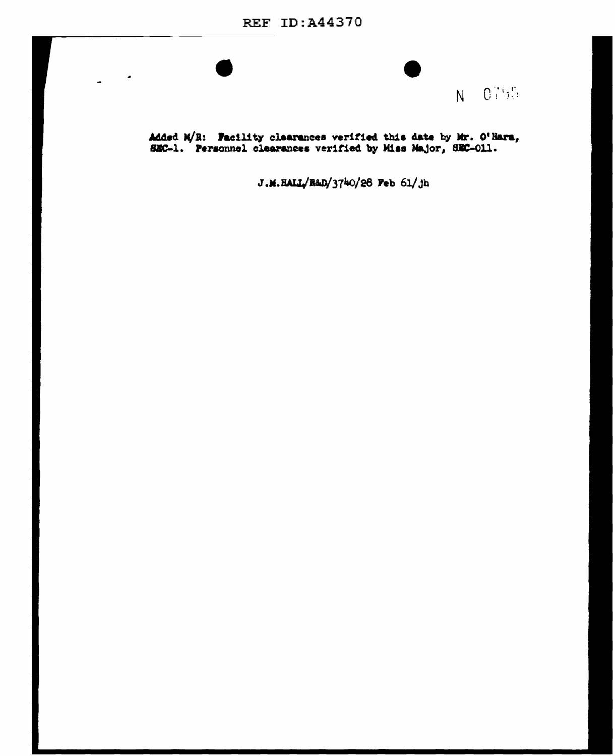N 0765

Added M/R: Facility clearances verified this date by Mr. O'Hara, SEC-1. Personnel clearances verified by Miss Major, SEC-011.

J.M.HALL/R&D/3740/28 Feb 61/jh